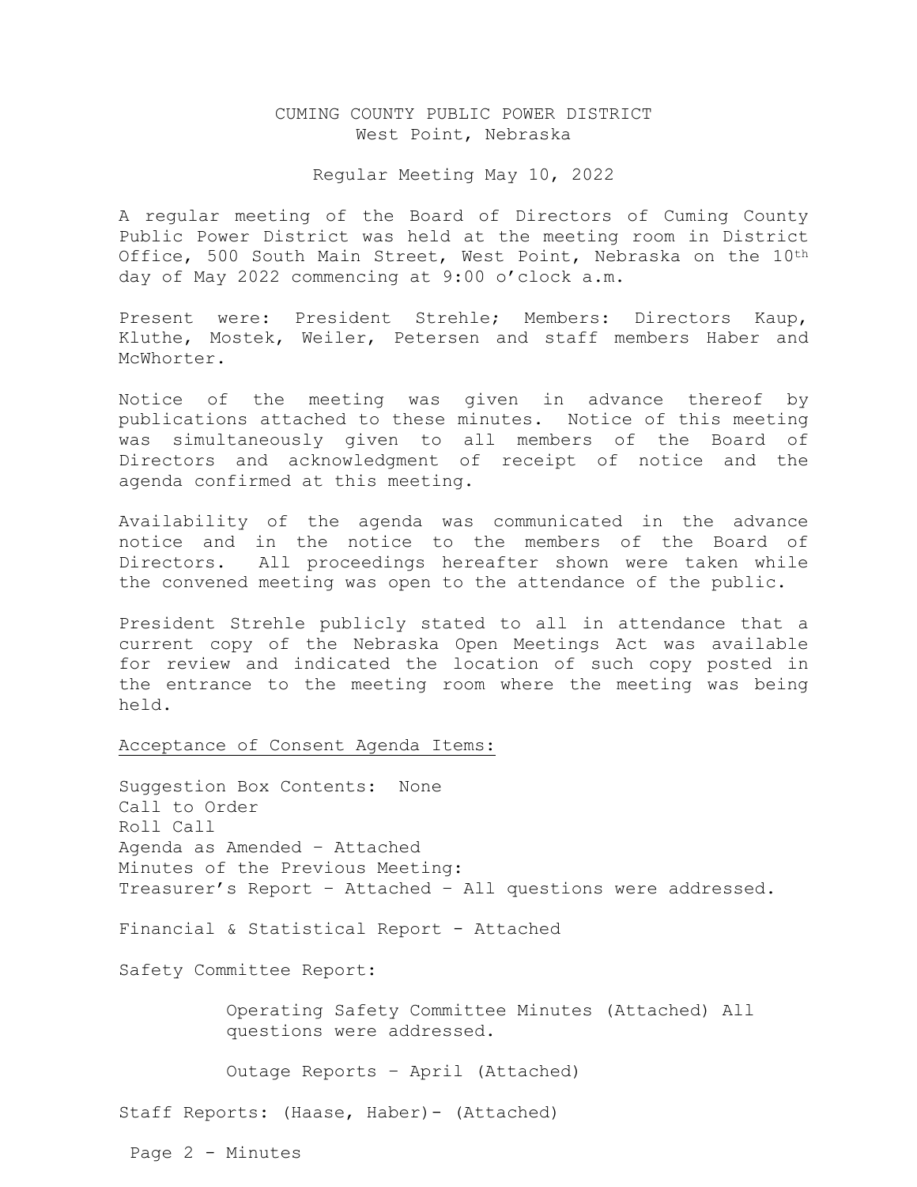CUMING COUNTY PUBLIC POWER DISTRICT
West Point, Nebraska

Regular Meeting May 10, 2022

A regular meeting of the Board of Directors of Cuming County Public Power District was held at the meeting room in District Office, 500 South Main Street, West Point, Nebraska on the 10th day of May 2022 commencing at 9:00 o'clock a.m.

Present were: President Strehle; Members: Directors Kaup, Kluthe, Mostek, Weiler, Petersen and staff members Haber and McWhorter.

Notice of the meeting was given in advance thereof by publications attached to these minutes. Notice of this meeting was simultaneously given to all members of the Board of Directors and acknowledgment of receipt of notice and the agenda confirmed at this meeting.

Availability of the agenda was communicated in the advance notice and in the notice to the members of the Board of Directors. All proceedings hereafter shown were taken while the convened meeting was open to the attendance of the public.

President Strehle publicly stated to all in attendance that a current copy of the Nebraska Open Meetings Act was available for review and indicated the location of such copy posted in the entrance to the meeting room where the meeting was being held.

<u>Acceptance of Consent Agenda Items:</u>

Suggestion Box Contents: None
Call to Order
Roll Call
Agenda as Amended – Attached
Minutes of the Previous Meeting:
Treasurer's Report – Attached – All questions were addressed.

Financial & Statistical Report - Attached

Safety Committee Report:

Operating Safety Committee Minutes (Attached) All questions were addressed.

Outage Reports – April (Attached)

Staff Reports: (Haase, Haber)- (Attached)

Page 2 - Minutes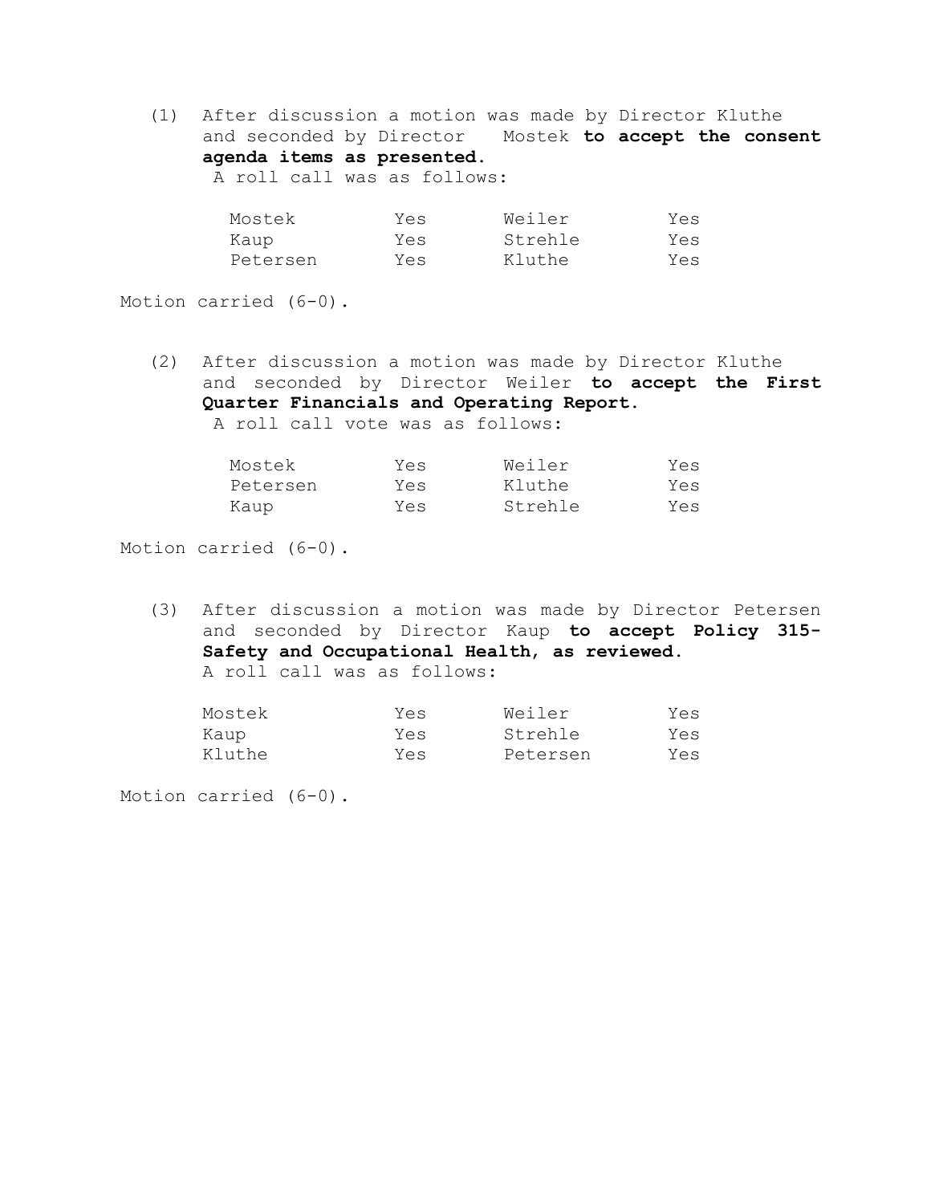(1) After discussion a motion was made by Director Kluthe and seconded by Director Mostek **to accept the consent agenda items as presented.**
A roll call was as follows:

| | | | |
|---|---|---|---|
| Mostek | Yes | Weiler | Yes |
| Kaup | Yes | Strehle | Yes |
| Petersen | Yes | Kluthe | Yes |

Motion carried (6-0).

(2) After discussion a motion was made by Director Kluthe and seconded by Director Weiler **to accept the First Quarter Financials and Operating Report.**
A roll call vote was as follows:

| | | | |
|---|---|---|---|
| Mostek | Yes | Weiler | Yes |
| Petersen | Yes | Kluthe | Yes |
| Kaup | Yes | Strehle | Yes |

Motion carried (6-0).

(3) After discussion a motion was made by Director Petersen and seconded by Director Kaup **to accept Policy 315-Safety and Occupational Health, as reviewed.**
A roll call was as follows:

| | | | |
|---|---|---|---|
| Mostek | Yes | Weiler | Yes |
| Kaup | Yes | Strehle | Yes |
| Kluthe | Yes | Petersen | Yes |

Motion carried (6-0).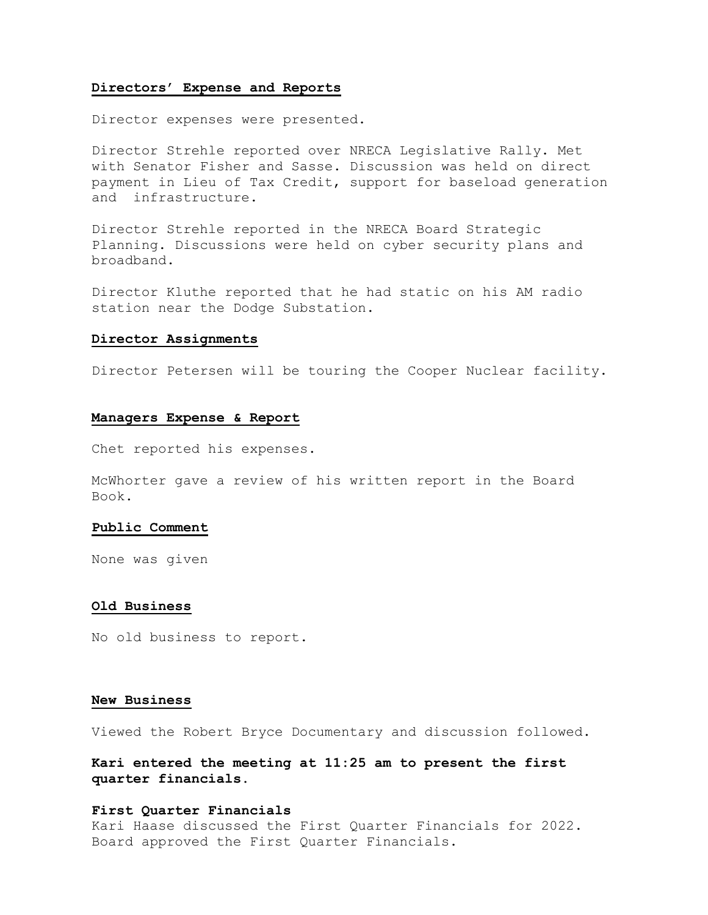**Directors' Expense and Reports**

Director expenses were presented.

Director Strehle reported over NRECA Legislative Rally. Met with Senator Fisher and Sasse. Discussion was held on direct payment in Lieu of Tax Credit, support for baseload generation and infrastructure.

Director Strehle reported in the NRECA Board Strategic Planning. Discussions were held on cyber security plans and broadband.

Director Kluthe reported that he had static on his AM radio station near the Dodge Substation.

**Director Assignments**

Director Petersen will be touring the Cooper Nuclear facility.

**Managers Expense & Report**

Chet reported his expenses.

McWhorter gave a review of his written report in the Board Book.

**Public Comment**

None was given

**Old Business**

No old business to report.

**New Business**

Viewed the Robert Bryce Documentary and discussion followed.

**Kari entered the meeting at 11:25 am to present the first quarter financials.**

**First Quarter Financials**

Kari Haase discussed the First Quarter Financials for 2022. Board approved the First Quarter Financials.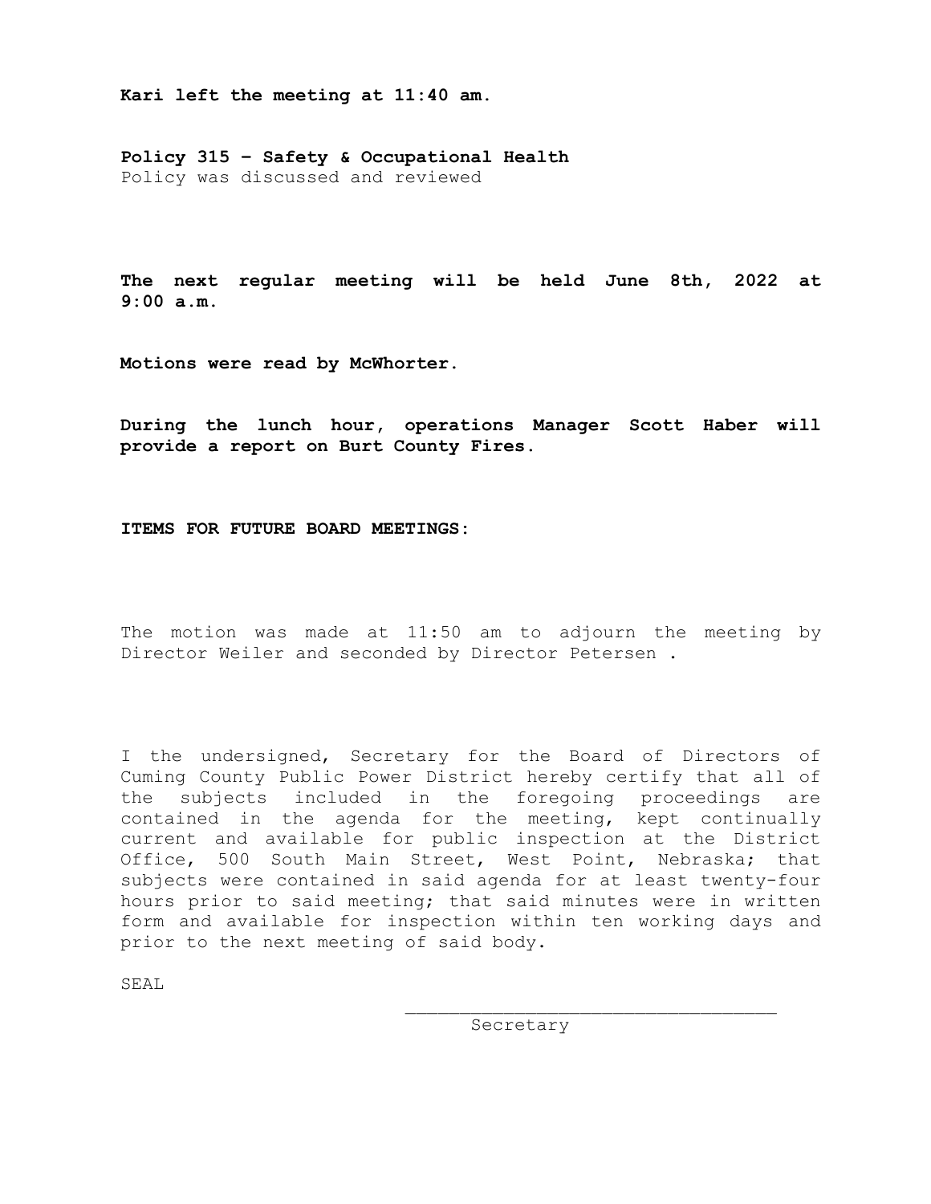**Kari left the meeting at 11:40 am.**

**Policy 315 – Safety & Occupational Health**
Policy was discussed and reviewed

**The next regular meeting will be held June 8th, 2022 at 9:00 a.m.**

**Motions were read by McWhorter.**

**During the lunch hour, operations Manager Scott Haber will provide a report on Burt County Fires.**

**ITEMS FOR FUTURE BOARD MEETINGS:**

The motion was made at 11:50 am to adjourn the meeting by Director Weiler and seconded by Director Petersen .

I the undersigned, Secretary for the Board of Directors of Cuming County Public Power District hereby certify that all of the subjects included in the foregoing proceedings are contained in the agenda for the meeting, kept continually current and available for public inspection at the District Office, 500 South Main Street, West Point, Nebraska; that subjects were contained in said agenda for at least twenty-four hours prior to said meeting; that said minutes were in written form and available for inspection within ten working days and prior to the next meeting of said body.

SEAL

\_\_\_\_\_\_\_\_\_\_\_\_\_\_\_\_\_\_\_\_\_\_\_\_\_\_\_\_\_\_\_\_\_\_\_\_\_\_\_\_\_\_\_\_
Secretary